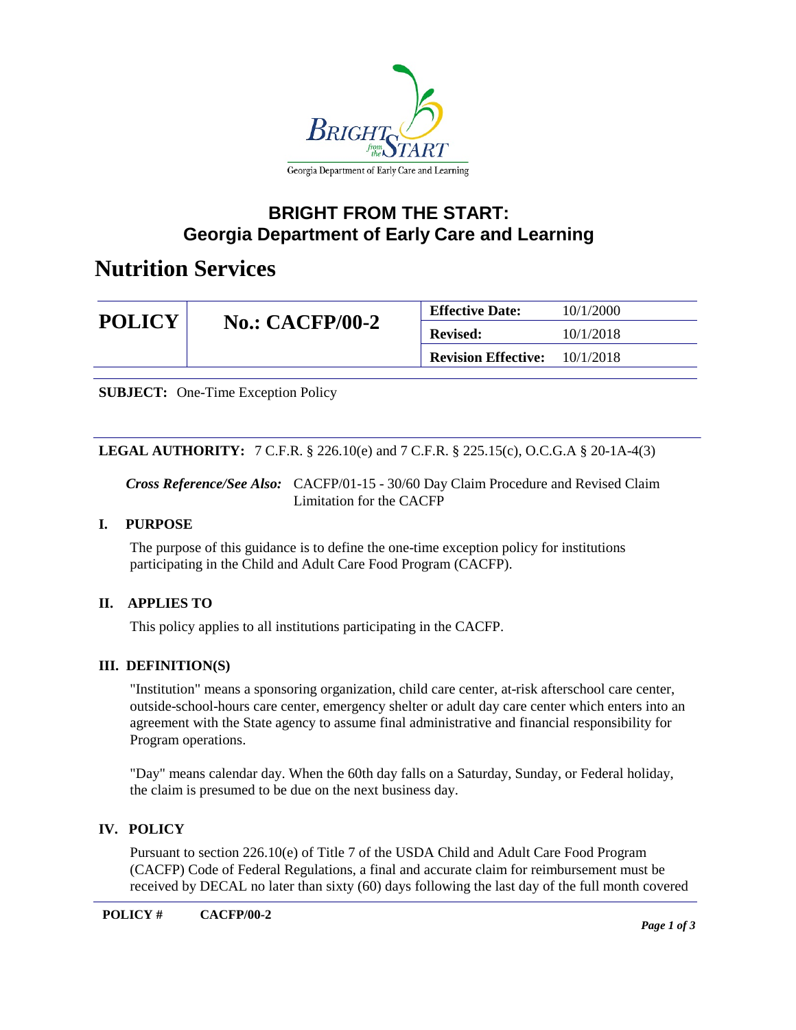Georgia Department of Early Care and Learning

## BRIGHT FROM THE START: Georgia Department of Early Care and Learning

# Nutrition Services

| POLICY | No.: CACFP/00-2 | Effective Date: | 10/1/2000 |
|---|---|---|---|
| | | Revised: | 10/1/2018 |
| | | Revision Effective: | 10/1/2018 |

**SUBJECT:** One-Time Exception Policy

**LEGAL AUTHORITY:** 7 C.F.R. § 226.10(e) and 7 C.F.R. § 225.15(c), O.C.G.A § 20-1A-4(3)

***Cross Reference/See Also:*** CACFP/01-15 - 30/60 Day Claim Procedure and Revised Claim Limitation for the CACFP

### I. PURPOSE

The purpose of this guidance is to define the one-time exception policy for institutions participating in the Child and Adult Care Food Program (CACFP).

### II. APPLIES TO

This policy applies to all institutions participating in the CACFP.

### III. DEFINITION(S)

"Institution" means a sponsoring organization, child care center, at-risk afterschool care center, outside-school-hours care center, emergency shelter or adult day care center which enters into an agreement with the State agency to assume final administrative and financial responsibility for Program operations.

"Day" means calendar day. When the 60th day falls on a Saturday, Sunday, or Federal holiday, the claim is presumed to be due on the next business day.

### IV. POLICY

Pursuant to section 226.10(e) of Title 7 of the USDA Child and Adult Care Food Program (CACFP) Code of Federal Regulations, a final and accurate claim for reimbursement must be received by DECAL no later than sixty (60) days following the last day of the full month covered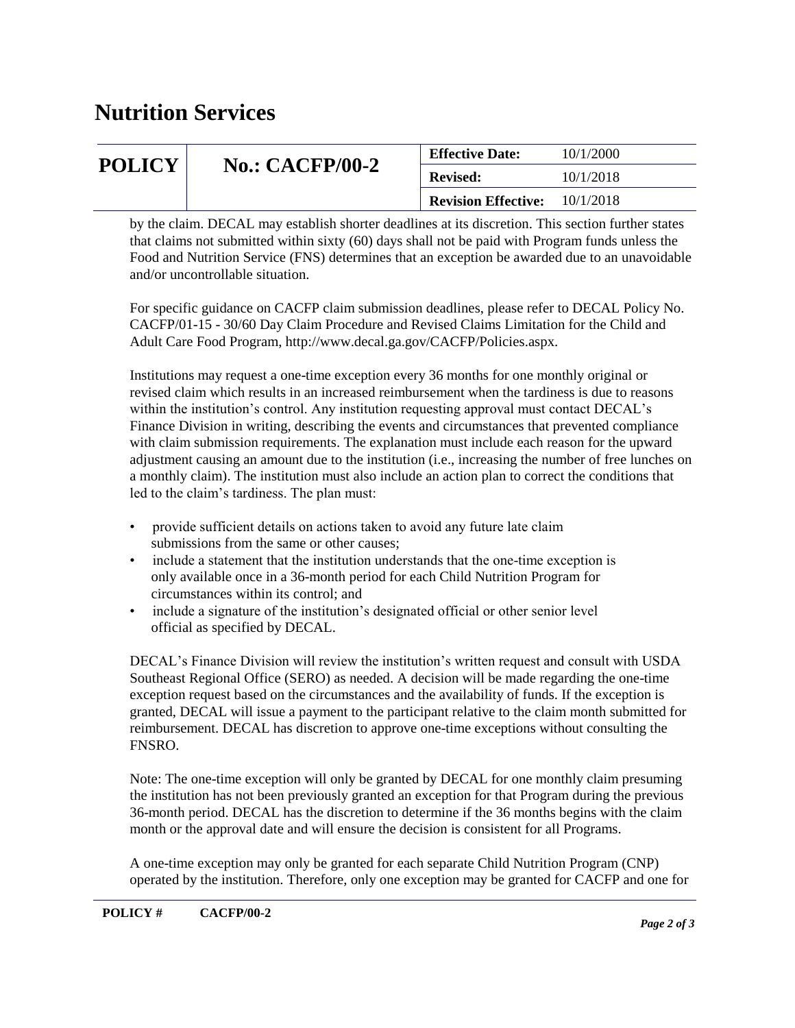by the claim. DECAL may establish shorter deadlines at its discretion. This section further states that claims not submitted within sixty (60) days shall not be paid with Program funds unless the Food and Nutrition Service (FNS) determines that an exception be awarded due to an unavoidable and/or uncontrollable situation.

For specific guidance on CACFP claim submission deadlines, please refer to DECAL Policy No. CACFP/01-15 - 30/60 Day Claim Procedure and Revised Claims Limitation for the Child and Adult Care Food Program, http://www.decal.ga.gov/CACFP/Policies.aspx.

Institutions may request a one-time exception every 36 months for one monthly original or revised claim which results in an increased reimbursement when the tardiness is due to reasons within the institution's control. Any institution requesting approval must contact DECAL's Finance Division in writing, describing the events and circumstances that prevented compliance with claim submission requirements. The explanation must include each reason for the upward adjustment causing an amount due to the institution (i.e., increasing the number of free lunches on a monthly claim). The institution must also include an action plan to correct the conditions that led to the claim's tardiness. The plan must:

- provide sufficient details on actions taken to avoid any future late claim submissions from the same or other causes;
- include a statement that the institution understands that the one-time exception is only available once in a 36-month period for each Child Nutrition Program for circumstances within its control; and
- include a signature of the institution's designated official or other senior level official as specified by DECAL.

DECAL's Finance Division will review the institution's written request and consult with USDA Southeast Regional Office (SERO) as needed. A decision will be made regarding the one-time exception request based on the circumstances and the availability of funds. If the exception is granted, DECAL will issue a payment to the participant relative to the claim month submitted for reimbursement. DECAL has discretion to approve one-time exceptions without consulting the FNSRO.

Note: The one-time exception will only be granted by DECAL for one monthly claim presuming the institution has not been previously granted an exception for that Program during the previous 36-month period. DECAL has the discretion to determine if the 36 months begins with the claim month or the approval date and will ensure the decision is consistent for all Programs.

A one-time exception may only be granted for each separate Child Nutrition Program (CNP) operated by the institution. Therefore, only one exception may be granted for CACFP and one for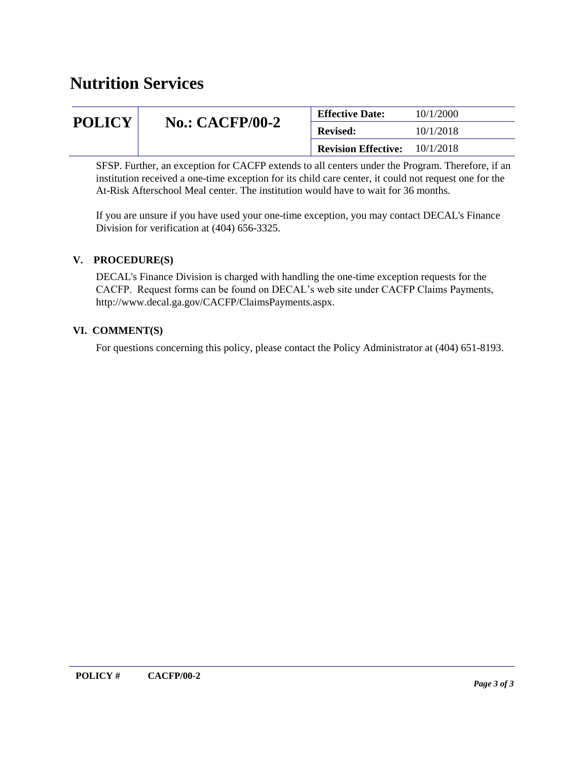SFSP. Further, an exception for CACFP extends to all centers under the Program. Therefore, if an institution received a one-time exception for its child care center, it could not request one for the At-Risk Afterschool Meal center. The institution would have to wait for 36 months.

If you are unsure if you have used your one-time exception, you may contact DECAL's Finance Division for verification at (404) 656-3325.

## V. PROCEDURE(S)

DECAL's Finance Division is charged with handling the one-time exception requests for the CACFP. Request forms can be found on DECAL’s web site under CACFP Claims Payments, http://www.decal.ga.gov/CACFP/ClaimsPayments.aspx.

## VI. COMMENT(S)

For questions concerning this policy, please contact the Policy Administrator at (404) 651-8193.